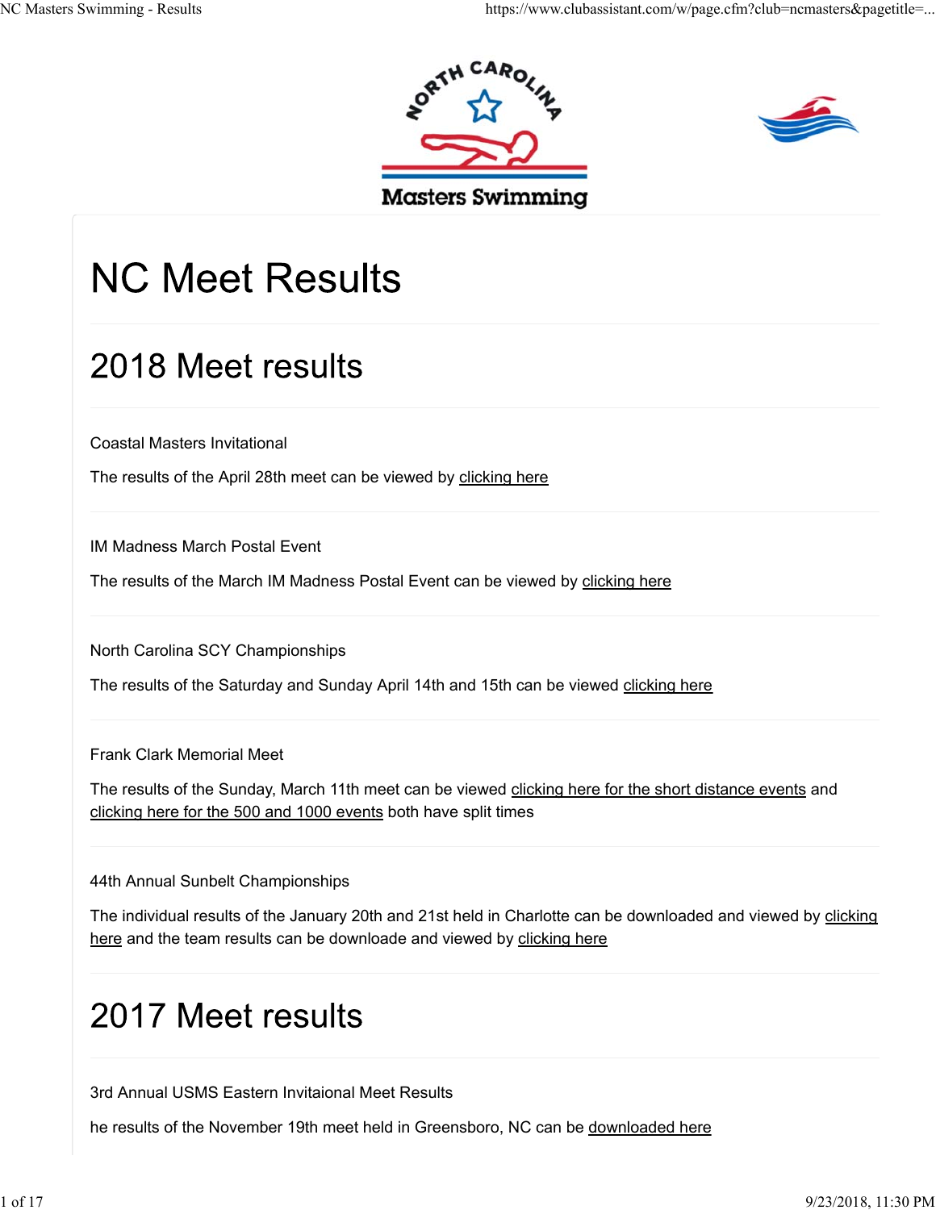# NC Meet Results

## 2018 Meet results

Coastal Masters Invitational

The results of the April 28th meet can be viewed by clicking here

IM Madness March Postal Event

The results of the March IM Madness Postal Event can be viewed by clicking here

North Carolina SCY Championships

The results of the Saturday and Sunday April 14th and 15th can be viewed clicking here

Frank Clark Memorial Meet

The results of the Sunday, March 11th meet can be viewed clicking here for the short distance events and clicking here for the 500 and 1000 events both have split times

44th Annual Sunbelt Championships

The individual results of the January 20th and 21st held in Charlotte can be downloaded and viewed by clicking here and the team results can be download and viewed by clicking here

## 2017 Meet results

3rd Annual USMS Eastern Invitaional Meet Results

he results of the November 19th meet held in Greensboro, NC can be downloaded here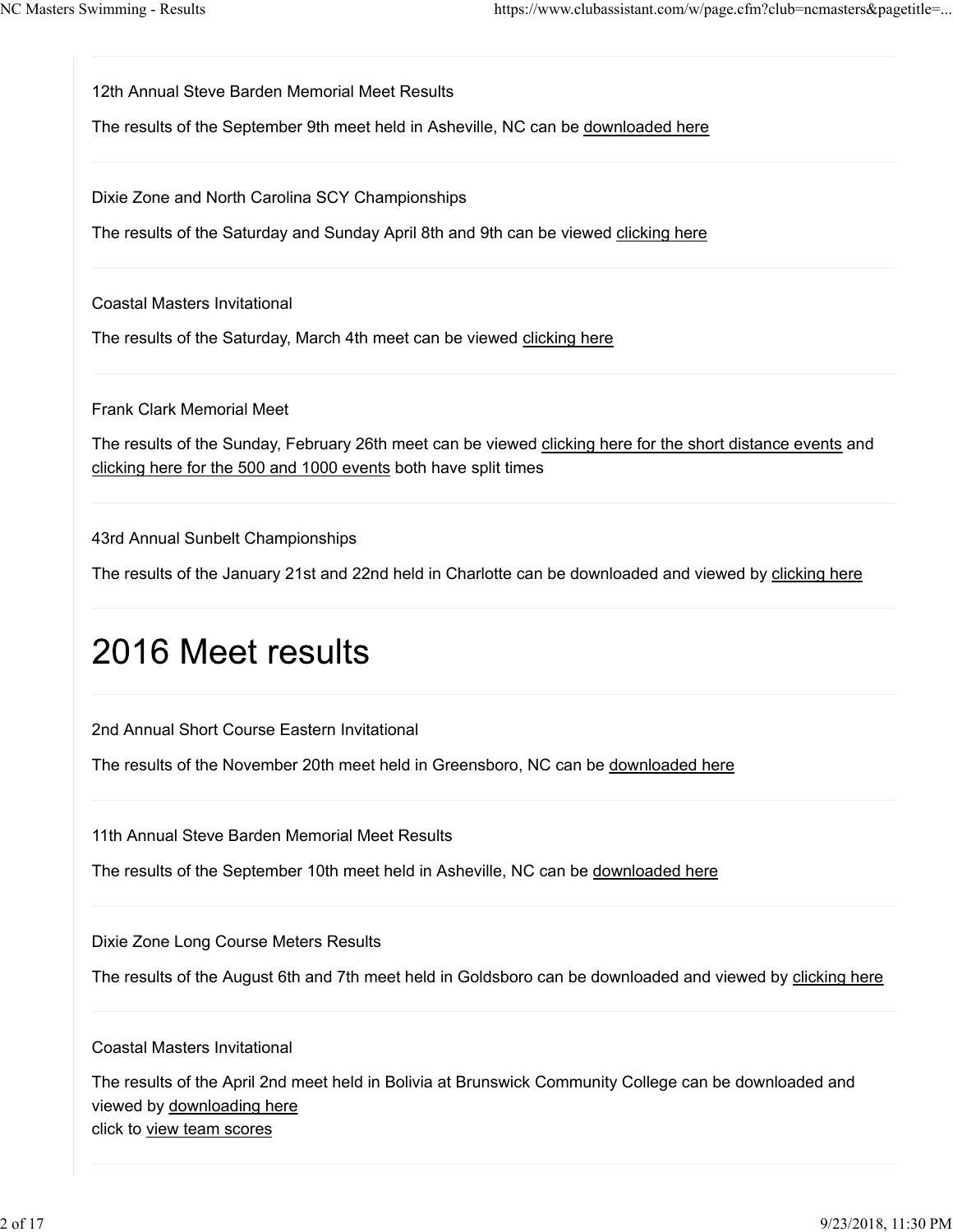12th Annual Steve Barden Memorial Meet Results

The results of the September 9th meet held in Asheville, NC can be downloaded here

Dixie Zone and North Carolina SCY Championships

The results of the Saturday and Sunday April 8th and 9th can be viewed clicking here

Coastal Masters Invitational

The results of the Saturday, March 4th meet can be viewed clicking here

Frank Clark Memorial Meet

The results of the Sunday, February 26th meet can be viewed clicking here for the short distance events and clicking here for the 500 and 1000 events both have split times

43rd Annual Sunbelt Championships

The results of the January 21st and 22nd held in Charlotte can be downloaded and viewed by clicking here

# 2016 Meet results

2nd Annual Short Course Eastern Invitational

The results of the November 20th meet held in Greensboro, NC can be downloaded here

11th Annual Steve Barden Memorial Meet Results

The results of the September 10th meet held in Asheville, NC can be downloaded here

Dixie Zone Long Course Meters Results

The results of the August 6th and 7th meet held in Goldsboro can be downloaded and viewed by clicking here

Coastal Masters Invitational

The results of the April 2nd meet held in Bolivia at Brunswick Community College can be downloaded and viewed by downloading here
click to view team scores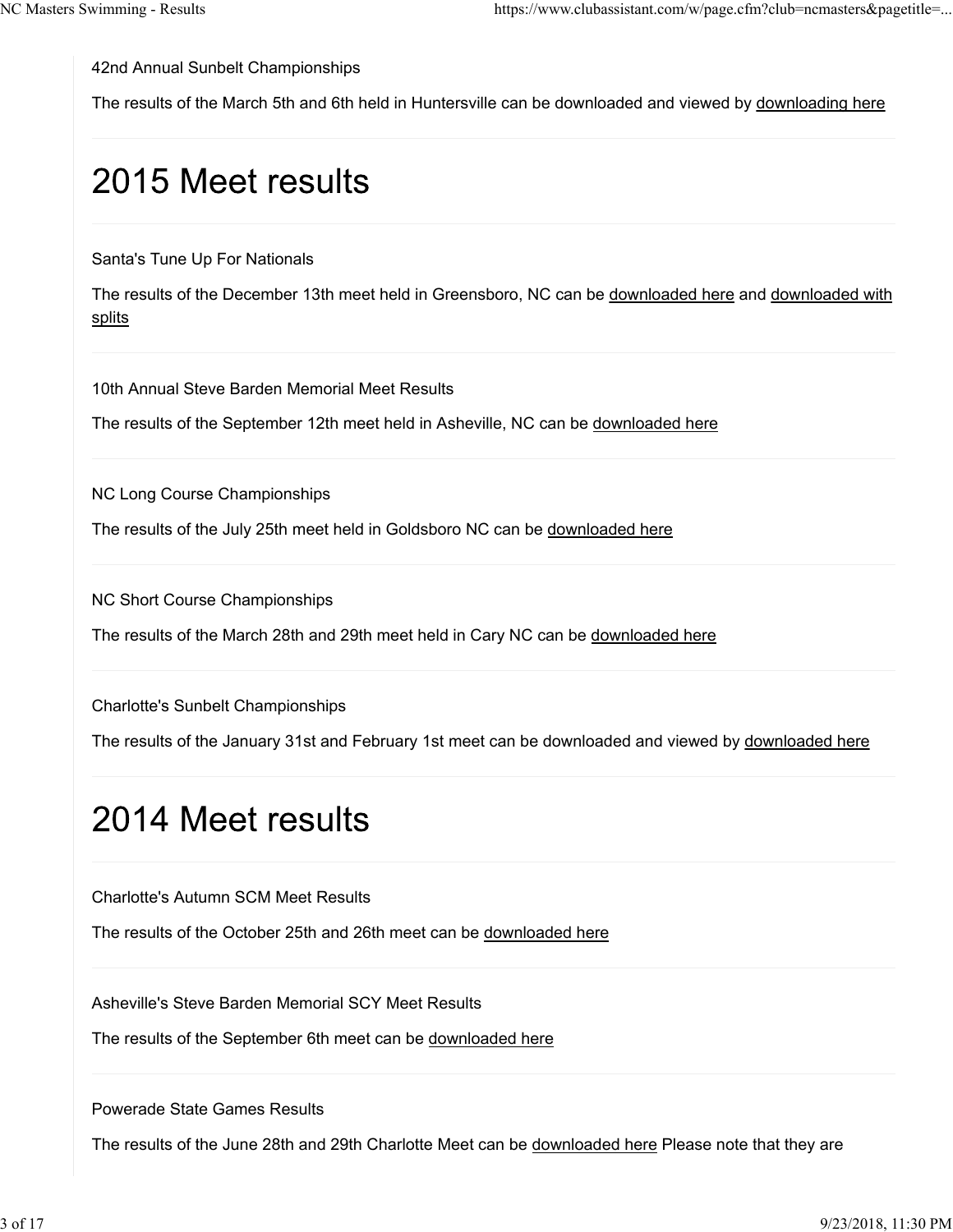42nd Annual Sunbelt Championships

The results of the March 5th and 6th held in Huntersville can be downloaded and viewed by downloading here

# 2015 Meet results

Santa's Tune Up For Nationals

The results of the December 13th meet held in Greensboro, NC can be downloaded here and downloaded with splits

10th Annual Steve Barden Memorial Meet Results

The results of the September 12th meet held in Asheville, NC can be downloaded here

NC Long Course Championships

The results of the July 25th meet held in Goldsboro NC can be downloaded here

NC Short Course Championships

The results of the March 28th and 29th meet held in Cary NC can be downloaded here

Charlotte's Sunbelt Championships

The results of the January 31st and February 1st meet can be downloaded and viewed by downloaded here

# 2014 Meet results

Charlotte's Autumn SCM Meet Results

The results of the October 25th and 26th meet can be downloaded here

Asheville's Steve Barden Memorial SCY Meet Results

The results of the September 6th meet can be downloaded here

Powerade State Games Results

The results of the June 28th and 29th Charlotte Meet can be downloaded here Please note that they are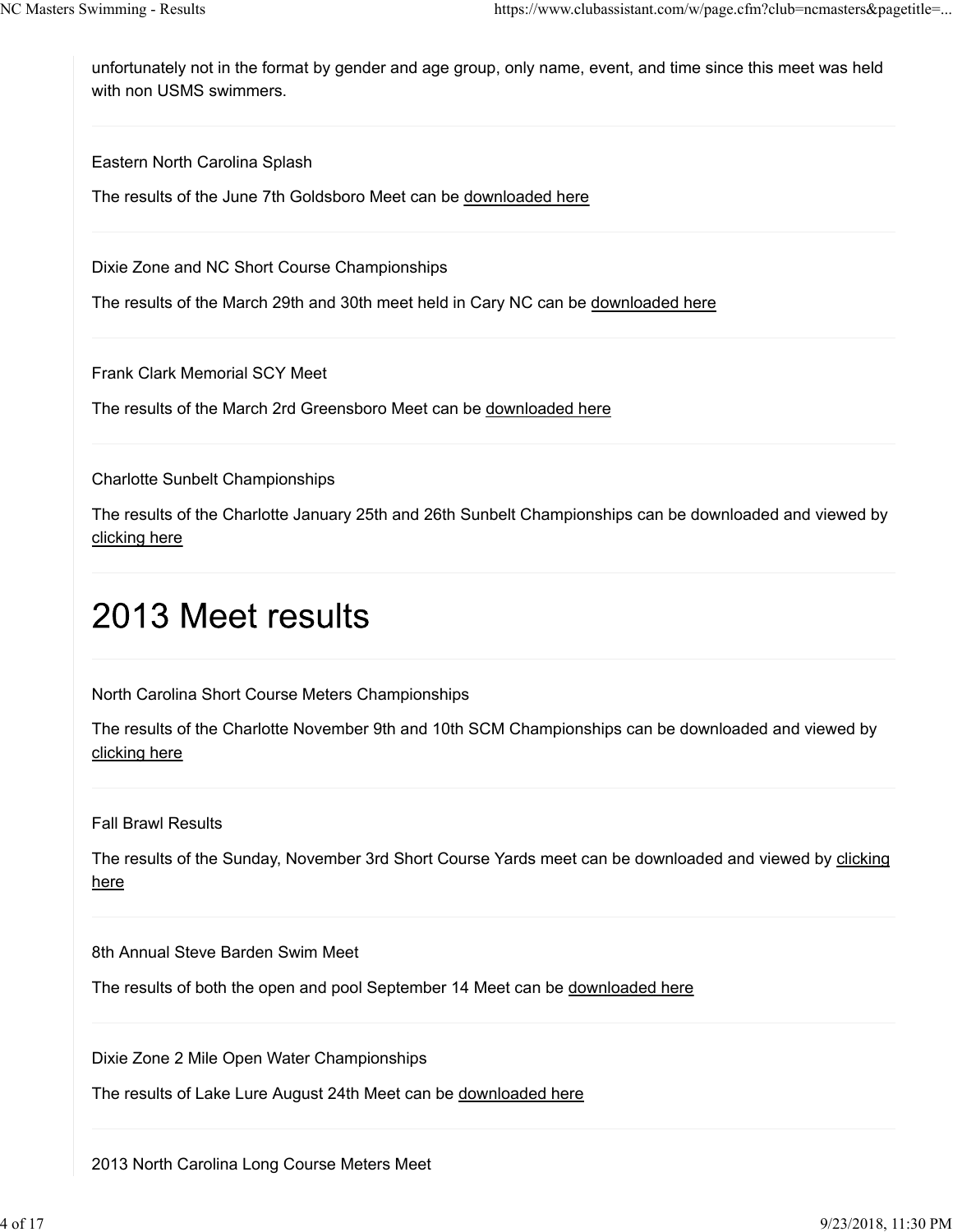unfortunately not in the format by gender and age group, only name, event, and time since this meet was held with non USMS swimmers.

---

Eastern North Carolina Splash

The results of the June 7th Goldsboro Meet can be downloaded here

---

Dixie Zone and NC Short Course Championships

The results of the March 29th and 30th meet held in Cary NC can be downloaded here

---

Frank Clark Memorial SCY Meet

The results of the March 2rd Greensboro Meet can be downloaded here

---

Charlotte Sunbelt Championships

The results of the Charlotte January 25th and 26th Sunbelt Championships can be downloaded and viewed by clicking here

---

# 2013 Meet results

---

North Carolina Short Course Meters Championships

The results of the Charlotte November 9th and 10th SCM Championships can be downloaded and viewed by clicking here

---

Fall Brawl Results

The results of the Sunday, November 3rd Short Course Yards meet can be downloaded and viewed by clicking here

---

8th Annual Steve Barden Swim Meet

The results of both the open and pool September 14 Meet can be downloaded here

---

Dixie Zone 2 Mile Open Water Championships

The results of Lake Lure August 24th Meet can be downloaded here

---

2013 North Carolina Long Course Meters Meet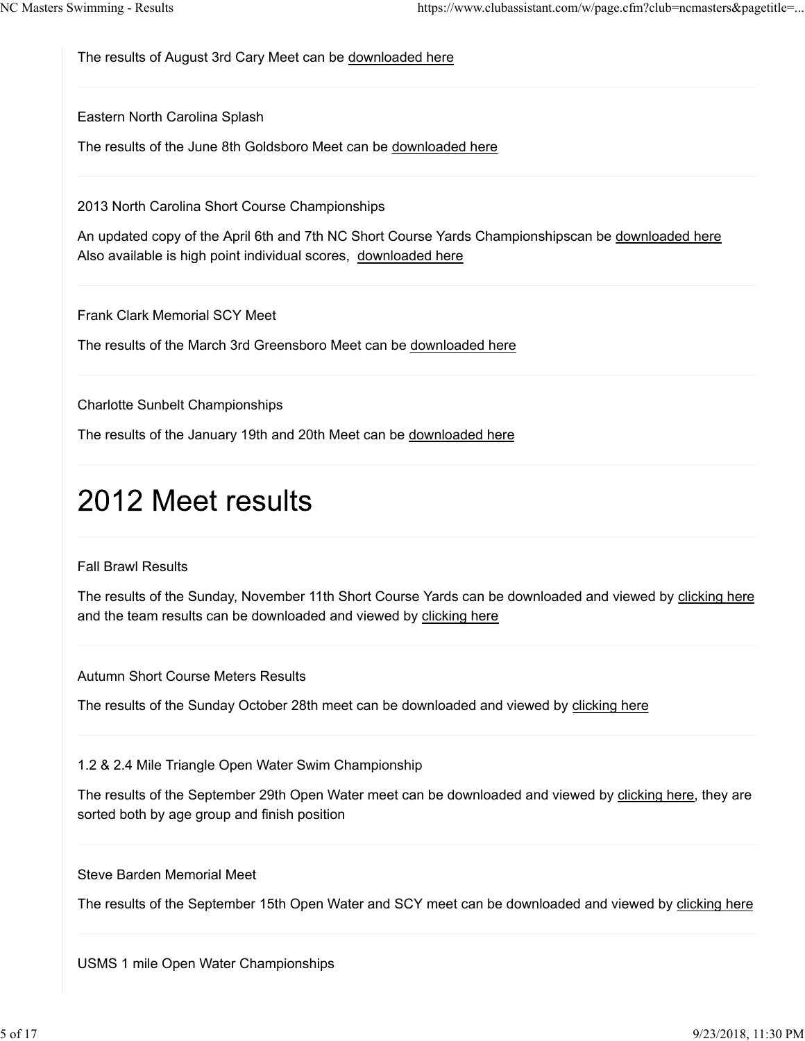The results of August 3rd Cary Meet can be downloaded here

Eastern North Carolina Splash

The results of the June 8th Goldsboro Meet can be downloaded here

2013 North Carolina Short Course Championships

An updated copy of the April 6th and 7th NC Short Course Yards Championshipscan be downloaded here
Also available is high point individual scores, downloaded here

Frank Clark Memorial SCY Meet

The results of the March 3rd Greensboro Meet can be downloaded here

Charlotte Sunbelt Championships

The results of the January 19th and 20th Meet can be downloaded here

# 2012 Meet results

Fall Brawl Results

The results of the Sunday, November 11th Short Course Yards can be downloaded and viewed by clicking here and the team results can be downloaded and viewed by clicking here

Autumn Short Course Meters Results

The results of the Sunday October 28th meet can be downloaded and viewed by clicking here

1.2 & 2.4 Mile Triangle Open Water Swim Championship

The results of the September 29th Open Water meet can be downloaded and viewed by clicking here, they are sorted both by age group and finish position

Steve Barden Memorial Meet

The results of the September 15th Open Water and SCY meet can be downloaded and viewed by clicking here

USMS 1 mile Open Water Championships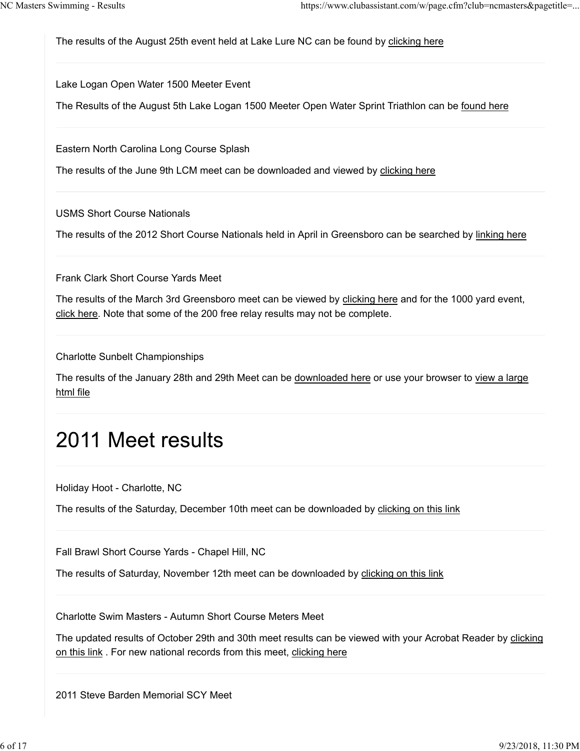The results of the August 25th event held at Lake Lure NC can be found by clicking here

Lake Logan Open Water 1500 Meeter Event

The Results of the August 5th Lake Logan 1500 Meeter Open Water Sprint Triathlon can be found here

Eastern North Carolina Long Course Splash

The results of the June 9th LCM meet can be downloaded and viewed by clicking here

USMS Short Course Nationals

The results of the 2012 Short Course Nationals held in April in Greensboro can be searched by linking here

Frank Clark Short Course Yards Meet

The results of the March 3rd Greensboro meet can be viewed by clicking here and for the 1000 yard event, click here. Note that some of the 200 free relay results may not be complete.

Charlotte Sunbelt Championships

The results of the January 28th and 29th Meet can be downloaded here or use your browser to view a large html file

# 2011 Meet results

Holiday Hoot - Charlotte, NC

The results of the Saturday, December 10th meet can be downloaded by clicking on this link

Fall Brawl Short Course Yards - Chapel Hill, NC

The results of Saturday, November 12th meet can be downloaded by clicking on this link

Charlotte Swim Masters - Autumn Short Course Meters Meet

The updated results of October 29th and 30th meet results can be viewed with your Acrobat Reader by clicking on this link . For new national records from this meet, clicking here

2011 Steve Barden Memorial SCY Meet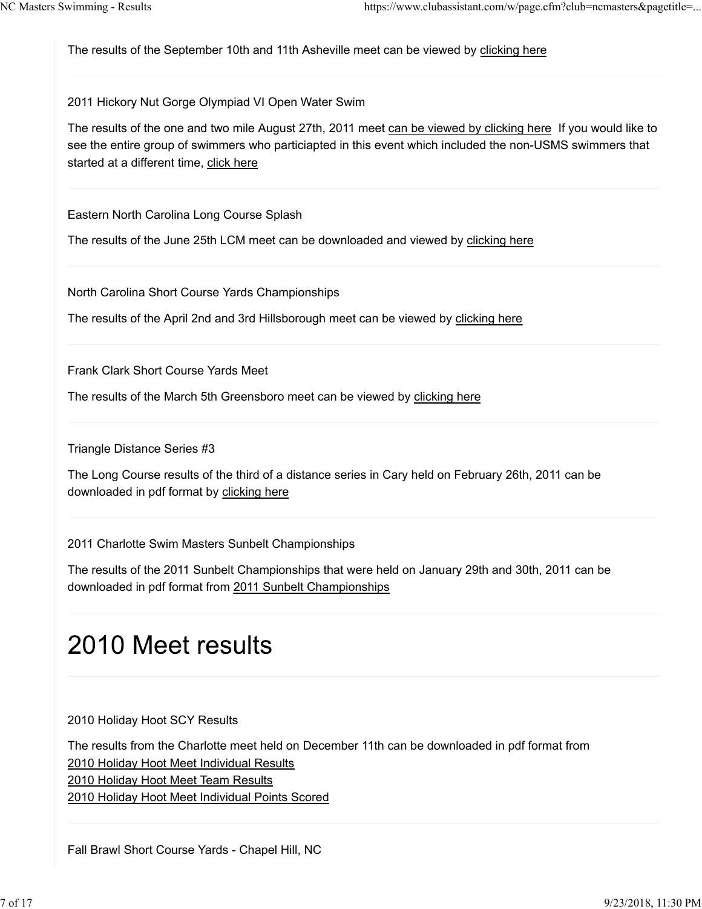The results of the September 10th and 11th Asheville meet can be viewed by clicking here

2011 Hickory Nut Gorge Olympiad VI Open Water Swim

The results of the one and two mile August 27th, 2011 meet can be viewed by clicking here  If you would like to see the entire group of swimmers who particiapted in this event which included the non-USMS swimmers that started at a different time, click here

Eastern North Carolina Long Course Splash

The results of the June 25th LCM meet can be downloaded and viewed by clicking here

North Carolina Short Course Yards Championships

The results of the April 2nd and 3rd Hillsborough meet can be viewed by clicking here

Frank Clark Short Course Yards Meet

The results of the March 5th Greensboro meet can be viewed by clicking here

Triangle Distance Series #3

The Long Course results of the third of a distance series in Cary held on February 26th, 2011 can be downloaded in pdf format by clicking here

2011 Charlotte Swim Masters Sunbelt Championships

The results of the 2011 Sunbelt Championships that were held on January 29th and 30th, 2011 can be downloaded in pdf format from 2011 Sunbelt Championships

# 2010 Meet results

2010 Holiday Hoot SCY Results

The results from the Charlotte meet held on December 11th can be downloaded in pdf format from
2010 Holiday Hoot Meet Individual Results
2010 Holiday Hoot Meet Team Results
2010 Holiday Hoot Meet Individual Points Scored

Fall Brawl Short Course Yards - Chapel Hill, NC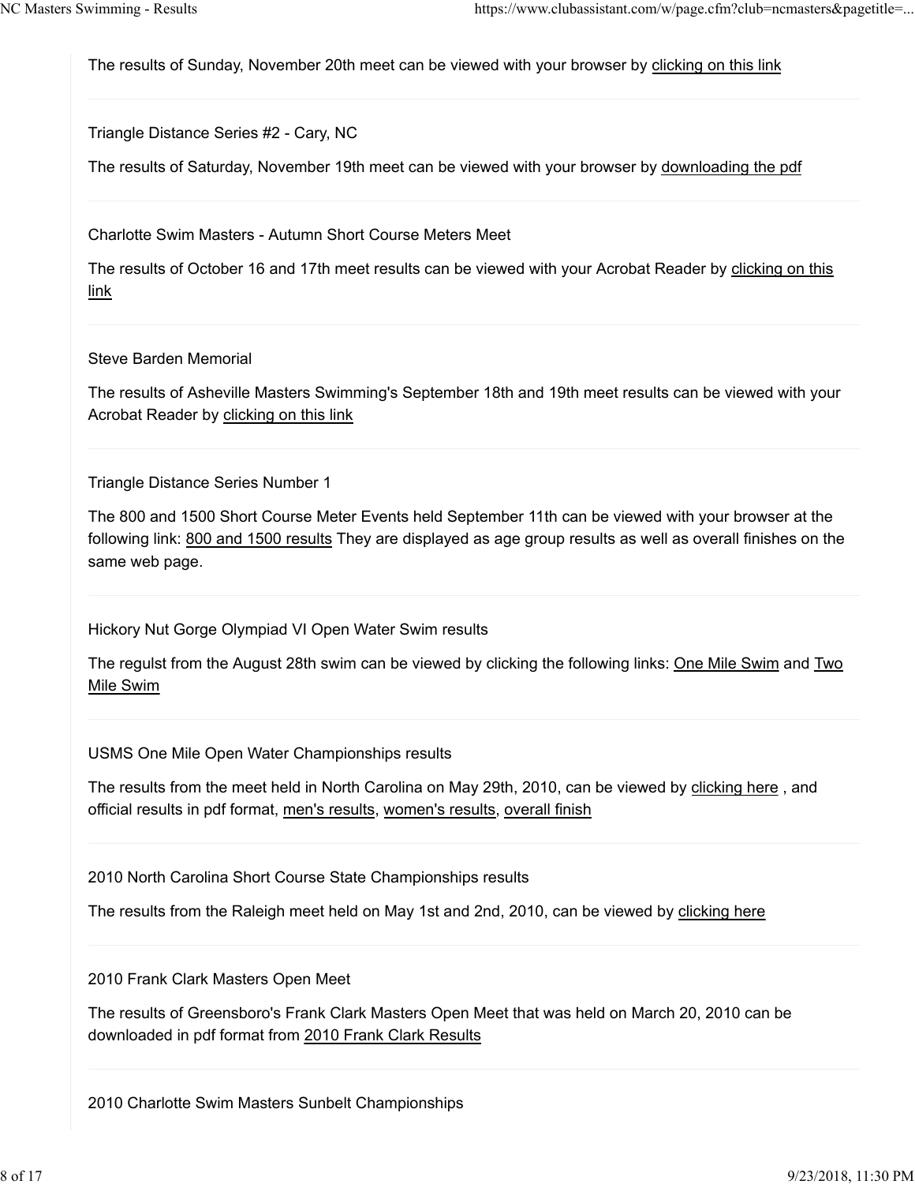The results of Sunday, November 20th meet can be viewed with your browser by clicking on this link

---

Triangle Distance Series #2 - Cary, NC

The results of Saturday, November 19th meet can be viewed with your browser by downloading the pdf

---

Charlotte Swim Masters - Autumn Short Course Meters Meet

The results of October 16 and 17th meet results can be viewed with your Acrobat Reader by clicking on this link

---

Steve Barden Memorial

The results of Asheville Masters Swimming's September 18th and 19th meet results can be viewed with your Acrobat Reader by clicking on this link

---

Triangle Distance Series Number 1

The 800 and 1500 Short Course Meter Events held September 11th can be viewed with your browser at the following link: 800 and 1500 results They are displayed as age group results as well as overall finishes on the same web page.

---

Hickory Nut Gorge Olympiad VI Open Water Swim results

The regulst from the August 28th swim can be viewed by clicking the following links: One Mile Swim and Two Mile Swim

---

USMS One Mile Open Water Championships results

The results from the meet held in North Carolina on May 29th, 2010, can be viewed by clicking here , and official results in pdf format, men's results, women's results, overall finish

---

2010 North Carolina Short Course State Championships results

The results from the Raleigh meet held on May 1st and 2nd, 2010, can be viewed by clicking here

---

2010 Frank Clark Masters Open Meet

The results of Greensboro's Frank Clark Masters Open Meet that was held on March 20, 2010 can be downloaded in pdf format from 2010 Frank Clark Results

---

2010 Charlotte Swim Masters Sunbelt Championships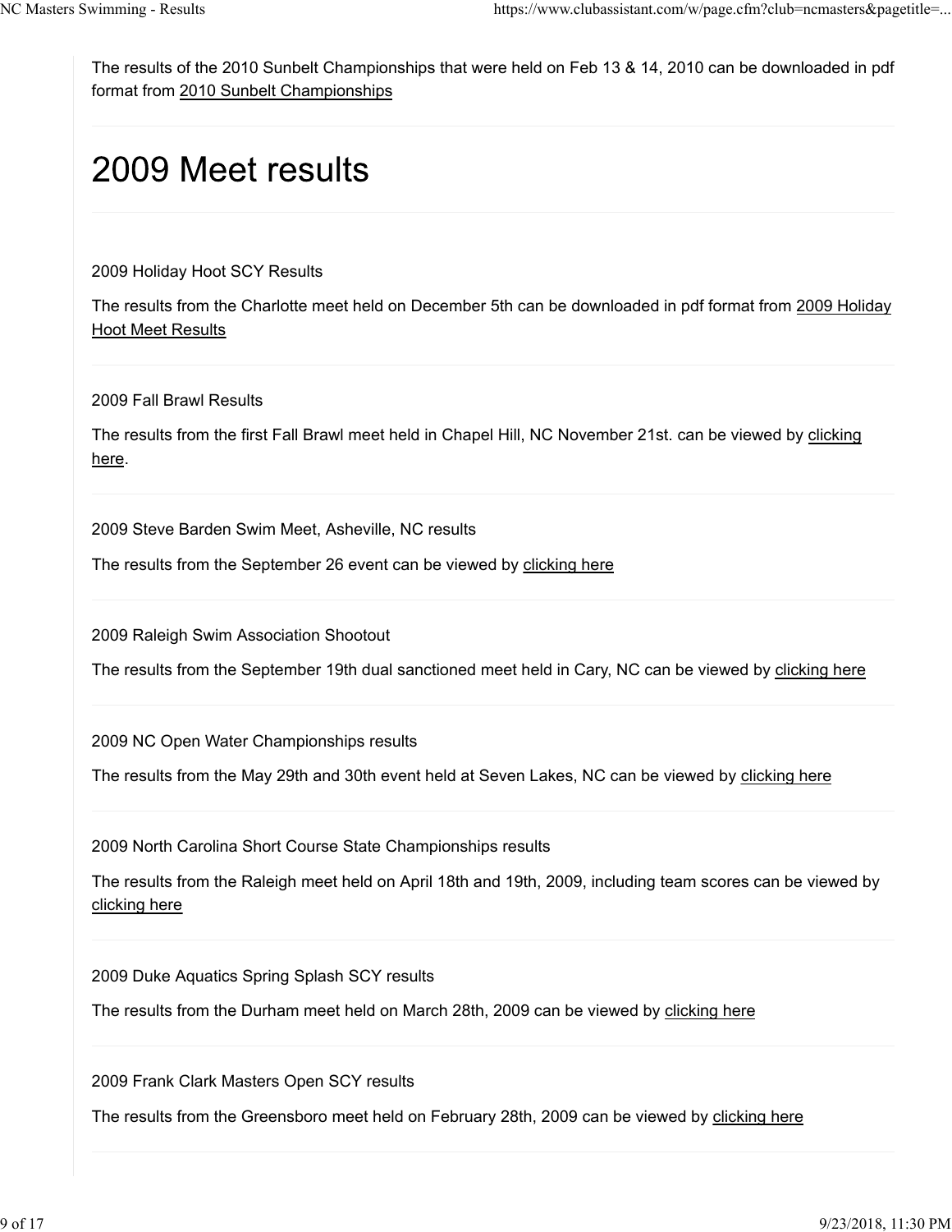The results of the 2010 Sunbelt Championships that were held on Feb 13 & 14, 2010 can be downloaded in pdf format from 2010 Sunbelt Championships

---

# 2009 Meet results

---

2009 Holiday Hoot SCY Results

The results from the Charlotte meet held on December 5th can be downloaded in pdf format from 2009 Holiday Hoot Meet Results

---

2009 Fall Brawl Results

The results from the first Fall Brawl meet held in Chapel Hill, NC November 21st. can be viewed by clicking here.

---

2009 Steve Barden Swim Meet, Asheville, NC results

The results from the September 26 event can be viewed by clicking here

---

2009 Raleigh Swim Association Shootout

The results from the September 19th dual sanctioned meet held in Cary, NC can be viewed by clicking here

---

2009 NC Open Water Championships results

The results from the May 29th and 30th event held at Seven Lakes, NC can be viewed by clicking here

---

2009 North Carolina Short Course State Championships results

The results from the Raleigh meet held on April 18th and 19th, 2009, including team scores can be viewed by clicking here

---

2009 Duke Aquatics Spring Splash SCY results

The results from the Durham meet held on March 28th, 2009 can be viewed by clicking here

---

2009 Frank Clark Masters Open SCY results

The results from the Greensboro meet held on February 28th, 2009 can be viewed by clicking here

---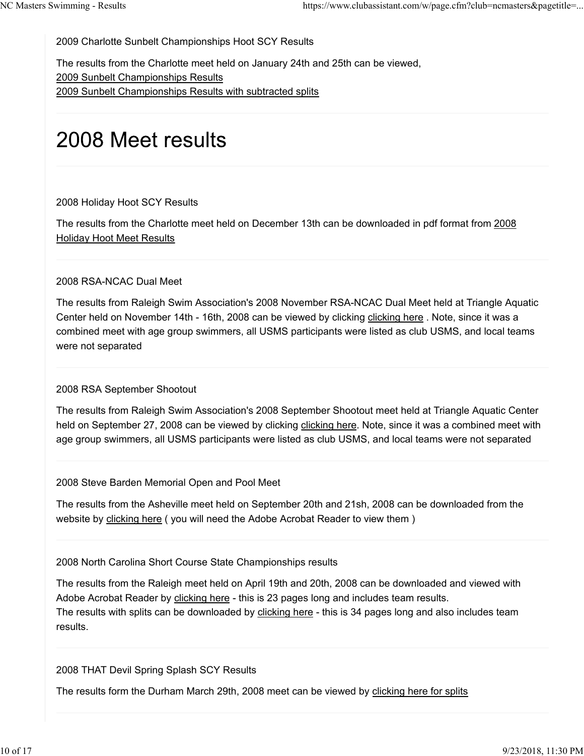2009 Charlotte Sunbelt Championships Hoot SCY Results

The results from the Charlotte meet held on January 24th and 25th can be viewed,
2009 Sunbelt Championships Results
2009 Sunbelt Championships Results with subtracted splits

# 2008 Meet results

2008 Holiday Hoot SCY Results

The results from the Charlotte meet held on December 13th can be downloaded in pdf format from 2008 Holiday Hoot Meet Results

2008 RSA-NCAC Dual Meet

The results from Raleigh Swim Association's 2008 November RSA-NCAC Dual Meet held at Triangle Aquatic Center held on November 14th - 16th, 2008 can be viewed by clicking clicking here . Note, since it was a combined meet with age group swimmers, all USMS participants were listed as club USMS, and local teams were not separated

2008 RSA September Shootout

The results from Raleigh Swim Association's 2008 September Shootout meet held at Triangle Aquatic Center held on September 27, 2008 can be viewed by clicking clicking here. Note, since it was a combined meet with age group swimmers, all USMS participants were listed as club USMS, and local teams were not separated

2008 Steve Barden Memorial Open and Pool Meet

The results from the Asheville meet held on September 20th and 21sh, 2008 can be downloaded from the website by clicking here ( you will need the Adobe Acrobat Reader to view them )

2008 North Carolina Short Course State Championships results

The results from the Raleigh meet held on April 19th and 20th, 2008 can be downloaded and viewed with Adobe Acrobat Reader by clicking here - this is 23 pages long and includes team results.
The results with splits can be downloaded by clicking here - this is 34 pages long and also includes team results.

2008 THAT Devil Spring Splash SCY Results

The results form the Durham March 29th, 2008 meet can be viewed by clicking here for splits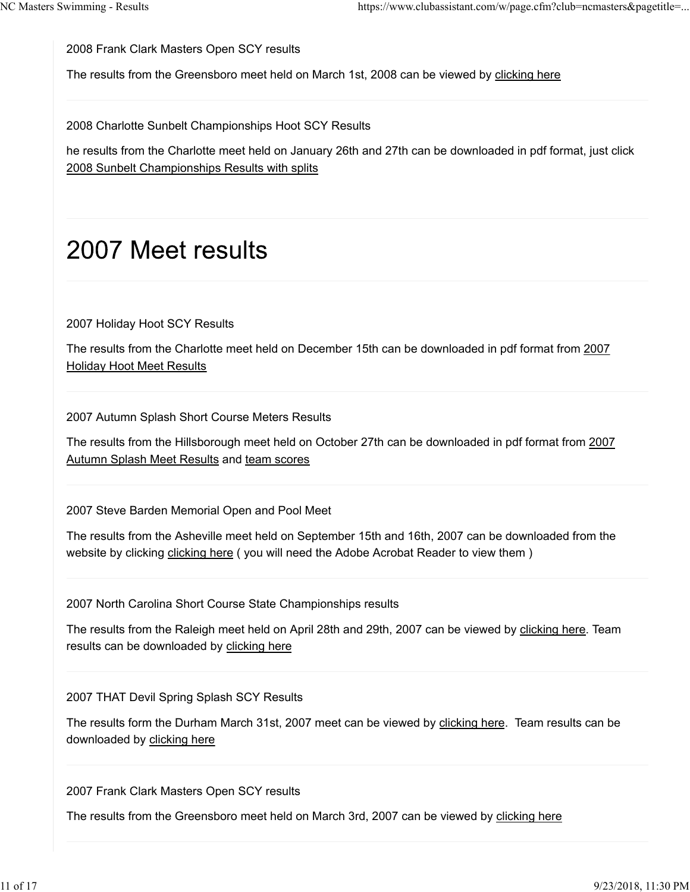2008 Frank Clark Masters Open SCY results

The results from the Greensboro meet held on March 1st, 2008 can be viewed by clicking here

---

2008 Charlotte Sunbelt Championships Hoot SCY Results

he results from the Charlotte meet held on January 26th and 27th can be downloaded in pdf format, just click 2008 Sunbelt Championships Results with splits

---

# 2007 Meet results

---

2007 Holiday Hoot SCY Results

The results from the Charlotte meet held on December 15th can be downloaded in pdf format from 2007 Holiday Hoot Meet Results

---

2007 Autumn Splash Short Course Meters Results

The results from the Hillsborough meet held on October 27th can be downloaded in pdf format from 2007 Autumn Splash Meet Results and team scores

---

2007 Steve Barden Memorial Open and Pool Meet

The results from the Asheville meet held on September 15th and 16th, 2007 can be downloaded from the website by clicking clicking here ( you will need the Adobe Acrobat Reader to view them )

---

2007 North Carolina Short Course State Championships results

The results from the Raleigh meet held on April 28th and 29th, 2007 can be viewed by clicking here. Team results can be downloaded by clicking here

---

2007 THAT Devil Spring Splash SCY Results

The results form the Durham March 31st, 2007 meet can be viewed by clicking here. Team results can be downloaded by clicking here

---

2007 Frank Clark Masters Open SCY results

The results from the Greensboro meet held on March 3rd, 2007 can be viewed by clicking here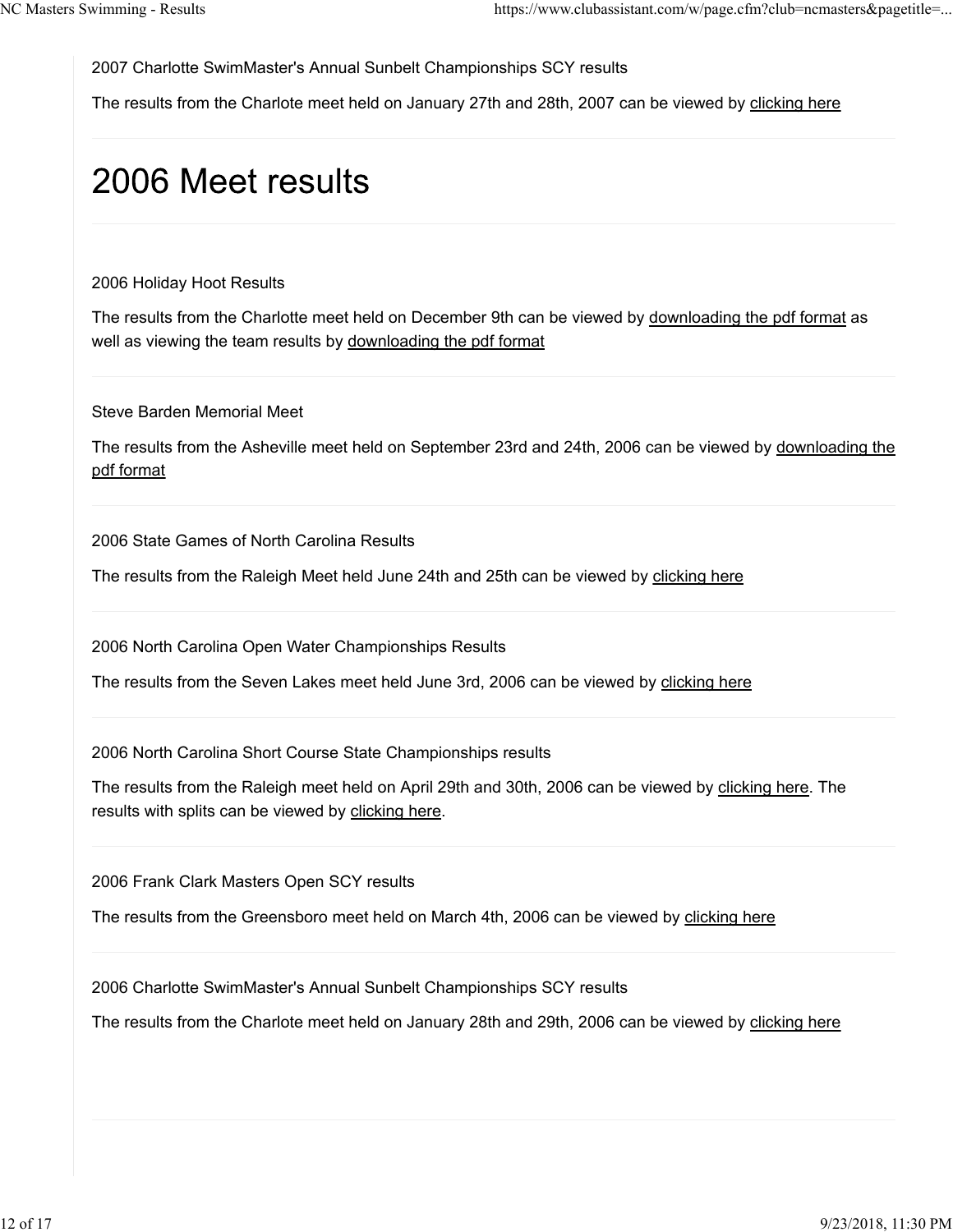2007 Charlotte SwimMaster's Annual Sunbelt Championships SCY results

The results from the Charlote meet held on January 27th and 28th, 2007 can be viewed by clicking here

# 2006 Meet results

2006 Holiday Hoot Results

The results from the Charlotte meet held on December 9th can be viewed by downloading the pdf format as well as viewing the team results by downloading the pdf format

Steve Barden Memorial Meet

The results from the Asheville meet held on September 23rd and 24th, 2006 can be viewed by downloading the pdf format

2006 State Games of North Carolina Results

The results from the Raleigh Meet held June 24th and 25th can be viewed by clicking here

2006 North Carolina Open Water Championships Results

The results from the Seven Lakes meet held June 3rd, 2006 can be viewed by clicking here

2006 North Carolina Short Course State Championships results

The results from the Raleigh meet held on April 29th and 30th, 2006 can be viewed by clicking here. The results with splits can be viewed by clicking here.

2006 Frank Clark Masters Open SCY results

The results from the Greensboro meet held on March 4th, 2006 can be viewed by clicking here

2006 Charlotte SwimMaster's Annual Sunbelt Championships SCY results

The results from the Charlote meet held on January 28th and 29th, 2006 can be viewed by clicking here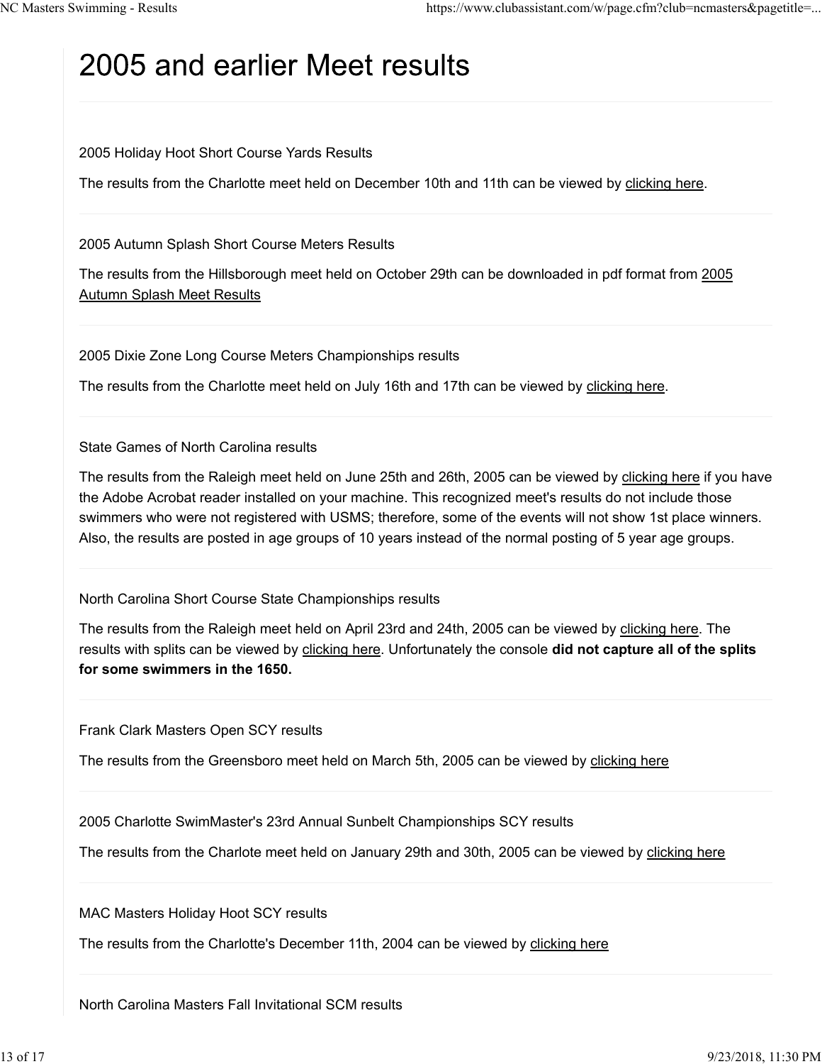# 2005 and earlier Meet results

2005 Holiday Hoot Short Course Yards Results

The results from the Charlotte meet held on December 10th and 11th can be viewed by clicking here.

2005 Autumn Splash Short Course Meters Results

The results from the Hillsborough meet held on October 29th can be downloaded in pdf format from 2005 Autumn Splash Meet Results

2005 Dixie Zone Long Course Meters Championships results

The results from the Charlotte meet held on July 16th and 17th can be viewed by clicking here.

State Games of North Carolina results

The results from the Raleigh meet held on June 25th and 26th, 2005 can be viewed by clicking here if you have the Adobe Acrobat reader installed on your machine. This recognized meet's results do not include those swimmers who were not registered with USMS; therefore, some of the events will not show 1st place winners. Also, the results are posted in age groups of 10 years instead of the normal posting of 5 year age groups.

North Carolina Short Course State Championships results

The results from the Raleigh meet held on April 23rd and 24th, 2005 can be viewed by clicking here. The results with splits can be viewed by clicking here. Unfortunately the console **did not capture all of the splits for some swimmers in the 1650.**

Frank Clark Masters Open SCY results

The results from the Greensboro meet held on March 5th, 2005 can be viewed by clicking here

2005 Charlotte SwimMaster's 23rd Annual Sunbelt Championships SCY results

The results from the Charlote meet held on January 29th and 30th, 2005 can be viewed by clicking here

MAC Masters Holiday Hoot SCY results

The results from the Charlotte's December 11th, 2004 can be viewed by clicking here

North Carolina Masters Fall Invitational SCM results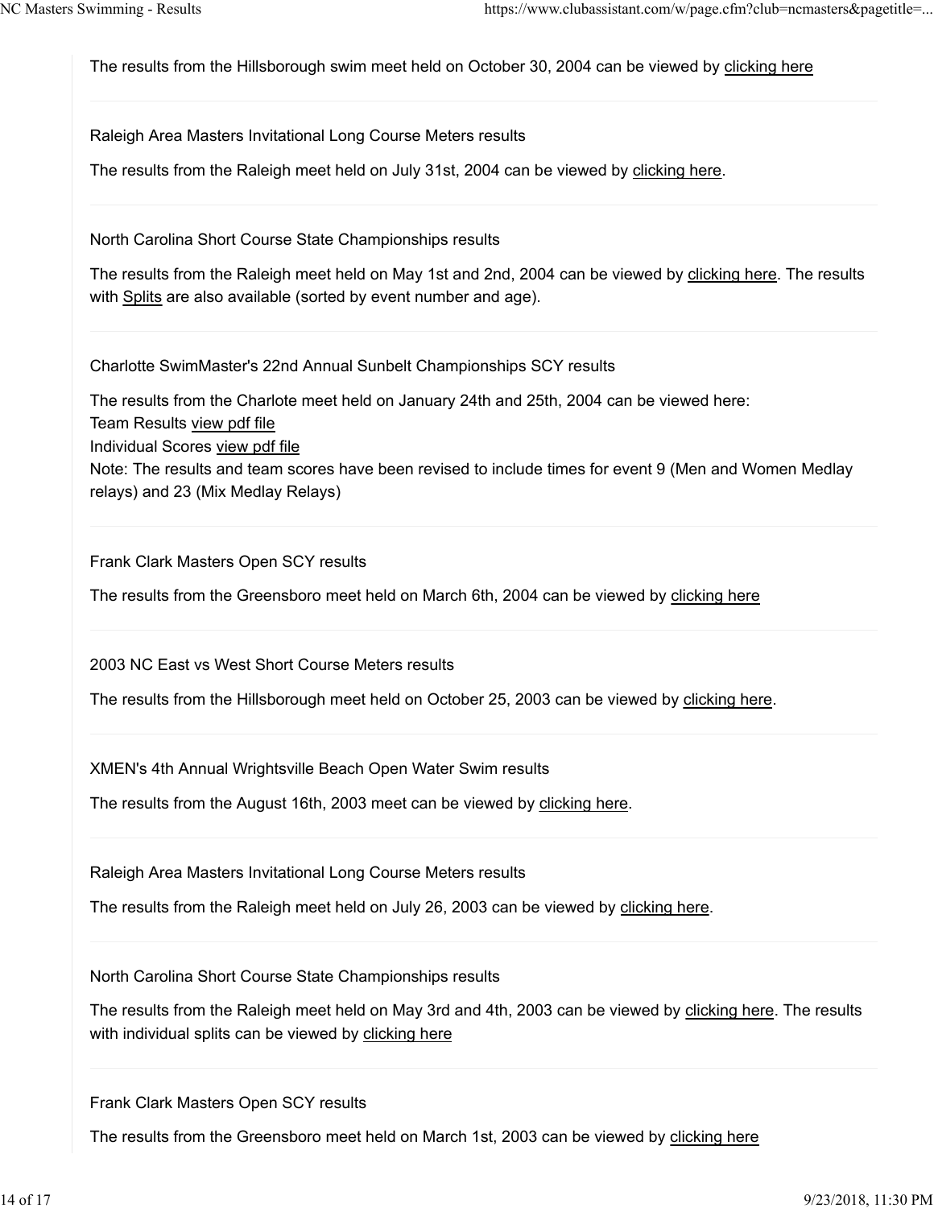The results from the Hillsborough swim meet held on October 30, 2004 can be viewed by clicking here

---

Raleigh Area Masters Invitational Long Course Meters results

The results from the Raleigh meet held on July 31st, 2004 can be viewed by clicking here.

---

North Carolina Short Course State Championships results

The results from the Raleigh meet held on May 1st and 2nd, 2004 can be viewed by clicking here. The results with Splits are also available (sorted by event number and age).

---

Charlotte SwimMaster's 22nd Annual Sunbelt Championships SCY results

The results from the Charlote meet held on January 24th and 25th, 2004 can be viewed here:
Team Results view pdf file
Individual Scores view pdf file
Note: The results and team scores have been revised to include times for event 9 (Men and Women Medlay relays) and 23 (Mix Medlay Relays)

---

Frank Clark Masters Open SCY results

The results from the Greensboro meet held on March 6th, 2004 can be viewed by clicking here

---

2003 NC East vs West Short Course Meters results

The results from the Hillsborough meet held on October 25, 2003 can be viewed by clicking here.

---

XMEN's 4th Annual Wrightsville Beach Open Water Swim results

The results from the August 16th, 2003 meet can be viewed by clicking here.

---

Raleigh Area Masters Invitational Long Course Meters results

The results from the Raleigh meet held on July 26, 2003 can be viewed by clicking here.

---

North Carolina Short Course State Championships results

The results from the Raleigh meet held on May 3rd and 4th, 2003 can be viewed by clicking here. The results with individual splits can be viewed by clicking here

---

Frank Clark Masters Open SCY results

The results from the Greensboro meet held on March 1st, 2003 can be viewed by clicking here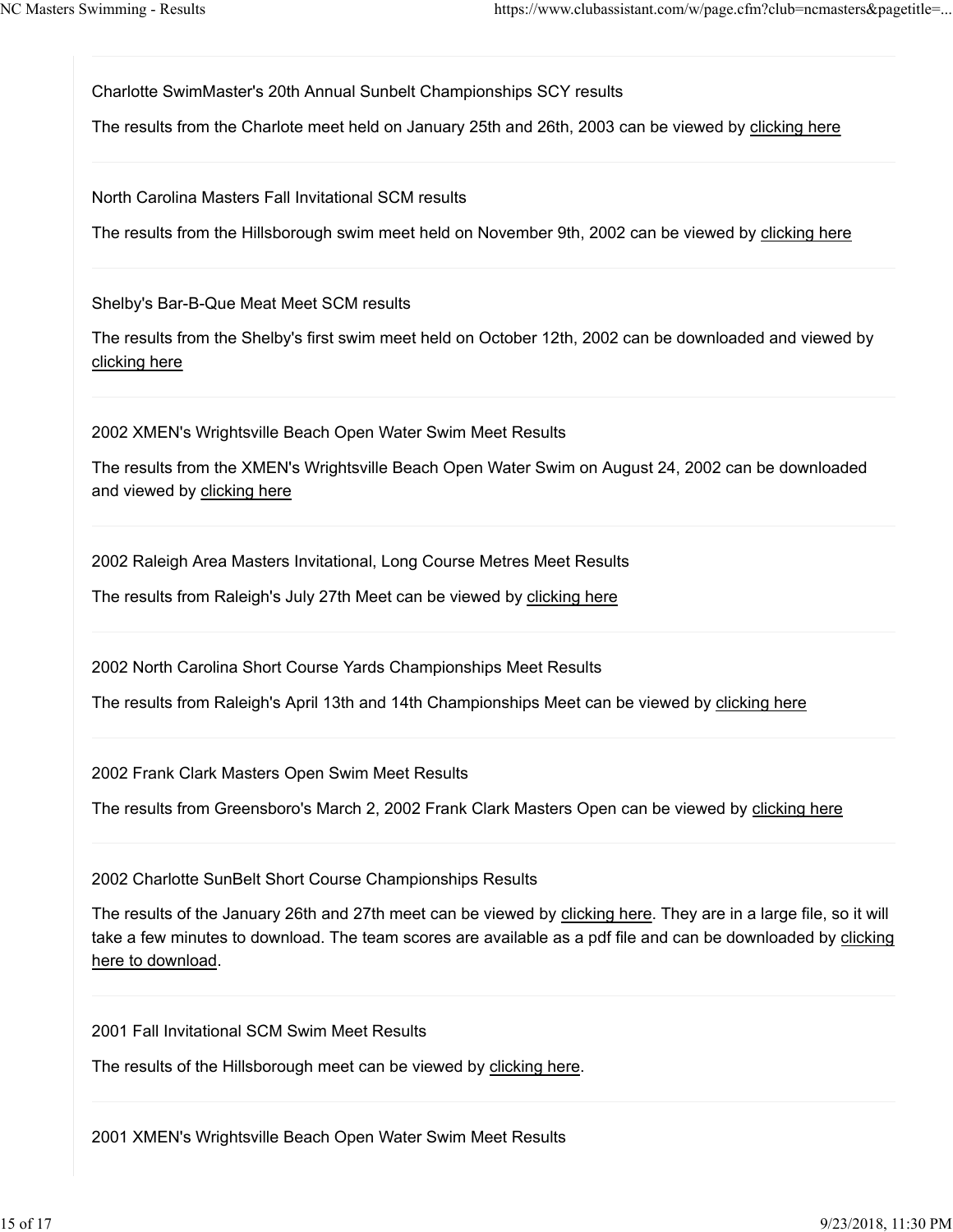Charlotte SwimMaster's 20th Annual Sunbelt Championships SCY results

The results from the Charlote meet held on January 25th and 26th, 2003 can be viewed by clicking here

---

North Carolina Masters Fall Invitational SCM results

The results from the Hillsborough swim meet held on November 9th, 2002 can be viewed by clicking here

---

Shelby's Bar-B-Que Meat Meet SCM results

The results from the Shelby's first swim meet held on October 12th, 2002 can be downloaded and viewed by clicking here

---

2002 XMEN's Wrightsville Beach Open Water Swim Meet Results

The results from the XMEN's Wrightsville Beach Open Water Swim on August 24, 2002 can be downloaded and viewed by clicking here

---

2002 Raleigh Area Masters Invitational, Long Course Metres Meet Results

The results from Raleigh's July 27th Meet can be viewed by clicking here

---

2002 North Carolina Short Course Yards Championships Meet Results

The results from Raleigh's April 13th and 14th Championships Meet can be viewed by clicking here

---

2002 Frank Clark Masters Open Swim Meet Results

The results from Greensboro's March 2, 2002 Frank Clark Masters Open can be viewed by clicking here

---

2002 Charlotte SunBelt Short Course Championships Results

The results of the January 26th and 27th meet can be viewed by clicking here. They are in a large file, so it will take a few minutes to download. The team scores are available as a pdf file and can be downloaded by clicking here to download.

---

2001 Fall Invitational SCM Swim Meet Results

The results of the Hillsborough meet can be viewed by clicking here.

---

2001 XMEN's Wrightsville Beach Open Water Swim Meet Results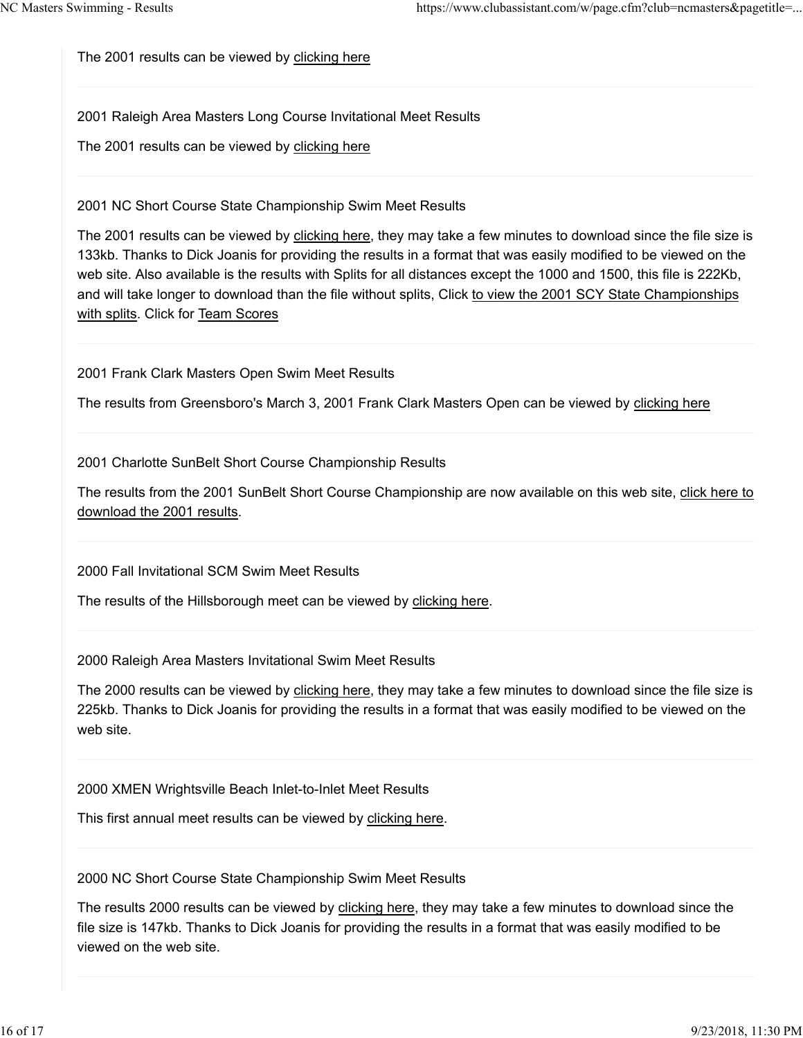The 2001 results can be viewed by clicking here

---

2001 Raleigh Area Masters Long Course Invitational Meet Results

The 2001 results can be viewed by clicking here

---

2001 NC Short Course State Championship Swim Meet Results

The 2001 results can be viewed by clicking here, they may take a few minutes to download since the file size is 133kb. Thanks to Dick Joanis for providing the results in a format that was easily modified to be viewed on the web site. Also available is the results with Splits for all distances except the 1000 and 1500, this file is 222Kb, and will take longer to download than the file without splits, Click to view the 2001 SCY State Championships with splits. Click for Team Scores

---

2001 Frank Clark Masters Open Swim Meet Results

The results from Greensboro's March 3, 2001 Frank Clark Masters Open can be viewed by clicking here

---

2001 Charlotte SunBelt Short Course Championship Results

The results from the 2001 SunBelt Short Course Championship are now available on this web site, click here to download the 2001 results.

---

2000 Fall Invitational SCM Swim Meet Results

The results of the Hillsborough meet can be viewed by clicking here.

---

2000 Raleigh Area Masters Invitational Swim Meet Results

The 2000 results can be viewed by clicking here, they may take a few minutes to download since the file size is 225kb. Thanks to Dick Joanis for providing the results in a format that was easily modified to be viewed on the web site.

---

2000 XMEN Wrightsville Beach Inlet-to-Inlet Meet Results

This first annual meet results can be viewed by clicking here.

---

2000 NC Short Course State Championship Swim Meet Results

The results 2000 results can be viewed by clicking here, they may take a few minutes to download since the file size is 147kb. Thanks to Dick Joanis for providing the results in a format that was easily modified to be viewed on the web site.

---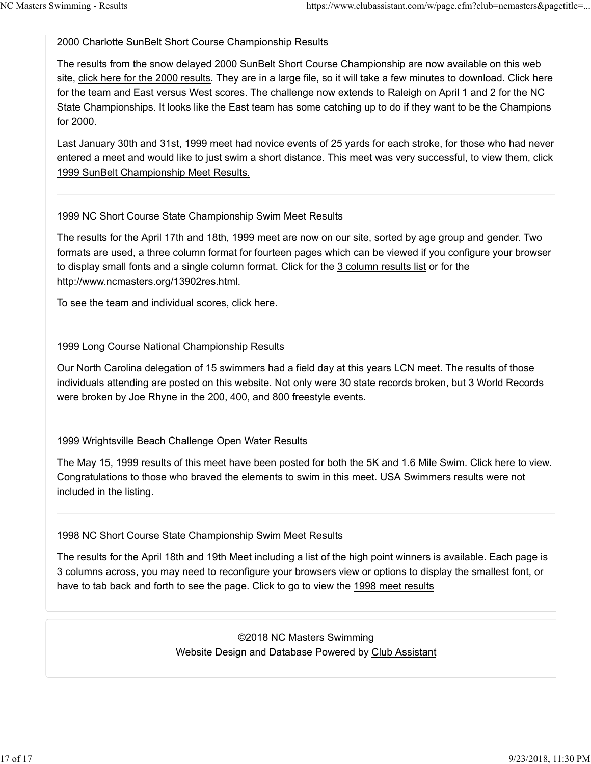2000 Charlotte SunBelt Short Course Championship Results

The results from the snow delayed 2000 SunBelt Short Course Championship are now available on this web site, click here for the 2000 results. They are in a large file, so it will take a few minutes to download. Click here for the team and East versus West scores. The challenge now extends to Raleigh on April 1 and 2 for the NC State Championships. It looks like the East team has some catching up to do if they want to be the Champions for 2000.

Last January 30th and 31st, 1999 meet had novice events of 25 yards for each stroke, for those who had never entered a meet and would like to just swim a short distance. This meet was very successful, to view them, click 1999 SunBelt Championship Meet Results.

---

1999 NC Short Course State Championship Swim Meet Results

The results for the April 17th and 18th, 1999 meet are now on our site, sorted by age group and gender. Two formats are used, a three column format for fourteen pages which can be viewed if you configure your browser to display small fonts and a single column format. Click for the 3 column results list or for the http://www.ncmasters.org/13902res.html.

To see the team and individual scores, click here.

1999 Long Course National Championship Results

Our North Carolina delegation of 15 swimmers had a field day at this years LCN meet. The results of those individuals attending are posted on this website. Not only were 30 state records broken, but 3 World Records were broken by Joe Rhyne in the 200, 400, and 800 freestyle events.

---

1999 Wrightsville Beach Challenge Open Water Results

The May 15, 1999 results of this meet have been posted for both the 5K and 1.6 Mile Swim. Click here to view. Congratulations to those who braved the elements to swim in this meet. USA Swimmers results were not included in the listing.

---

1998 NC Short Course State Championship Swim Meet Results

The results for the April 18th and 19th Meet including a list of the high point winners is available. Each page is 3 columns across, you may need to reconfigure your browsers view or options to display the smallest font, or have to tab back and forth to see the page. Click to go to view the 1998 meet results

©2018 NC Masters Swimming
Website Design and Database Powered by Club Assistant